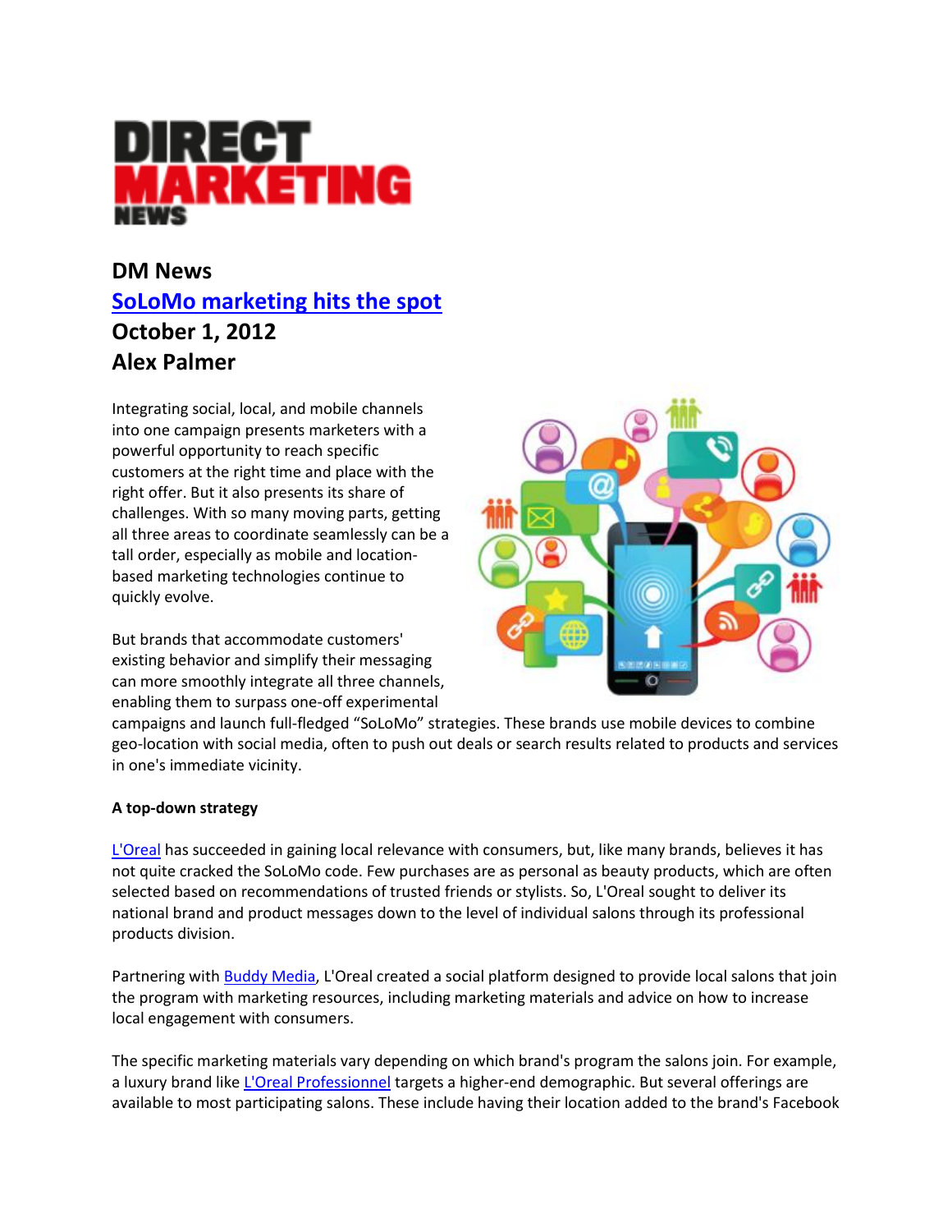# DIRECT MARKETING NEWS

## DM News
## SoLoMo marketing hits the spot
## October 1, 2012
## Alex Palmer

Integrating social, local, and mobile channels into one campaign presents marketers with a powerful opportunity to reach specific customers at the right time and place with the right offer. But it also presents its share of challenges. With so many moving parts, getting all three areas to coordinate seamlessly can be a tall order, especially as mobile and location-based marketing technologies continue to quickly evolve.

But brands that accommodate customers' existing behavior and simplify their messaging can more smoothly integrate all three channels, enabling them to surpass one-off experimental campaigns and launch full-fledged "SoLoMo" strategies. These brands use mobile devices to combine geo-location with social media, often to push out deals or search results related to products and services in one's immediate vicinity.

**A top-down strategy**

L'Oreal has succeeded in gaining local relevance with consumers, but, like many brands, believes it has not quite cracked the SoLoMo code. Few purchases are as personal as beauty products, which are often selected based on recommendations of trusted friends or stylists. So, L'Oreal sought to deliver its national brand and product messages down to the level of individual salons through its professional products division.

Partnering with Buddy Media, L'Oreal created a social platform designed to provide local salons that join the program with marketing resources, including marketing materials and advice on how to increase local engagement with consumers.

The specific marketing materials vary depending on which brand's program the salons join. For example, a luxury brand like L'Oreal Professionnel targets a higher-end demographic. But several offerings are available to most participating salons. These include having their location added to the brand's Facebook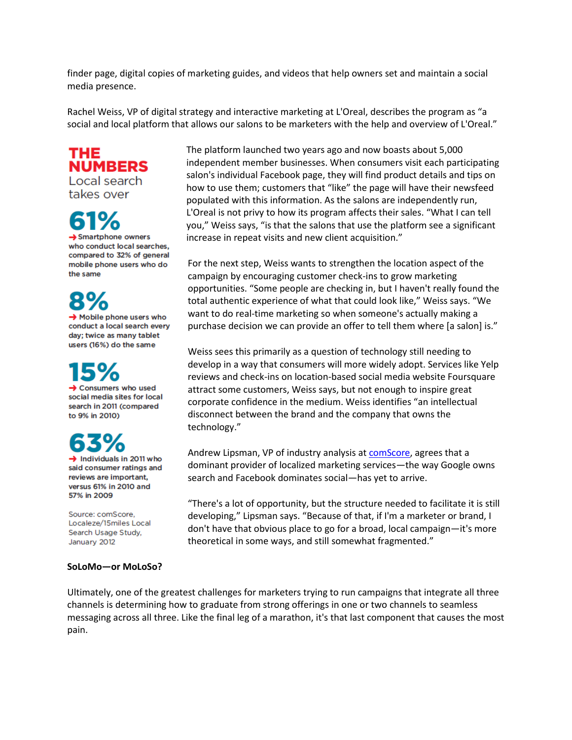finder page, digital copies of marketing guides, and videos that help owners set and maintain a social media presence.

Rachel Weiss, VP of digital strategy and interactive marketing at L'Oreal, describes the program as "a social and local platform that allows our salons to be marketers with the help and overview of L'Oreal."

The platform launched two years ago and now boasts about 5,000 independent member businesses. When consumers visit each participating salon's individual Facebook page, they will find product details and tips on how to use them; customers that "like" the page will have their newsfeed populated with this information. As the salons are independently run, L'Oreal is not privy to how its program affects their sales. "What I can tell you," Weiss says, "is that the salons that use the platform see a significant increase in repeat visits and new client acquisition."

For the next step, Weiss wants to strengthen the location aspect of the campaign by encouraging customer check-ins to grow marketing opportunities. "Some people are checking in, but I haven't really found the total authentic experience of what that could look like," Weiss says. "We want to do real-time marketing so when someone's actually making a purchase decision we can provide an offer to tell them where [a salon] is."

Weiss sees this primarily as a question of technology still needing to develop in a way that consumers will more widely adopt. Services like Yelp reviews and check-ins on location-based social media website Foursquare attract some customers, Weiss says, but not enough to inspire great corporate confidence in the medium. Weiss identifies "an intellectual disconnect between the brand and the company that owns the technology."

Andrew Lipsman, VP of industry analysis at [comScore](), agrees that a dominant provider of localized marketing services—the way Google owns search and Facebook dominates social—has yet to arrive.

"There's a lot of opportunity, but the structure needed to facilitate it is still developing," Lipsman says. "Because of that, if I'm a marketer or brand, I don't have that obvious place to go for a broad, local campaign—it's more theoretical in some ways, and still somewhat fragmented."

**THE NUMBERS**
Local search takes over

**61%**
→ Smartphone owners who conduct local searches, compared to 32% of general mobile phone users who do the same

**8%**
→ Mobile phone users who conduct a local search every day; twice as many tablet users (16%) do the same

**15%**
→ Consumers who used social media sites for local search in 2011 (compared to 9% in 2010)

**63%**
→ Individuals in 2011 who said consumer ratings and reviews are important, versus 61% in 2010 and 57% in 2009

Source: comScore, Localeze/15miles Local Search Usage Study, January 2012

**SoLoMo—or MoLoSo?**

Ultimately, one of the greatest challenges for marketers trying to run campaigns that integrate all three channels is determining how to graduate from strong offerings in one or two channels to seamless messaging across all three. Like the final leg of a marathon, it's that last component that causes the most pain.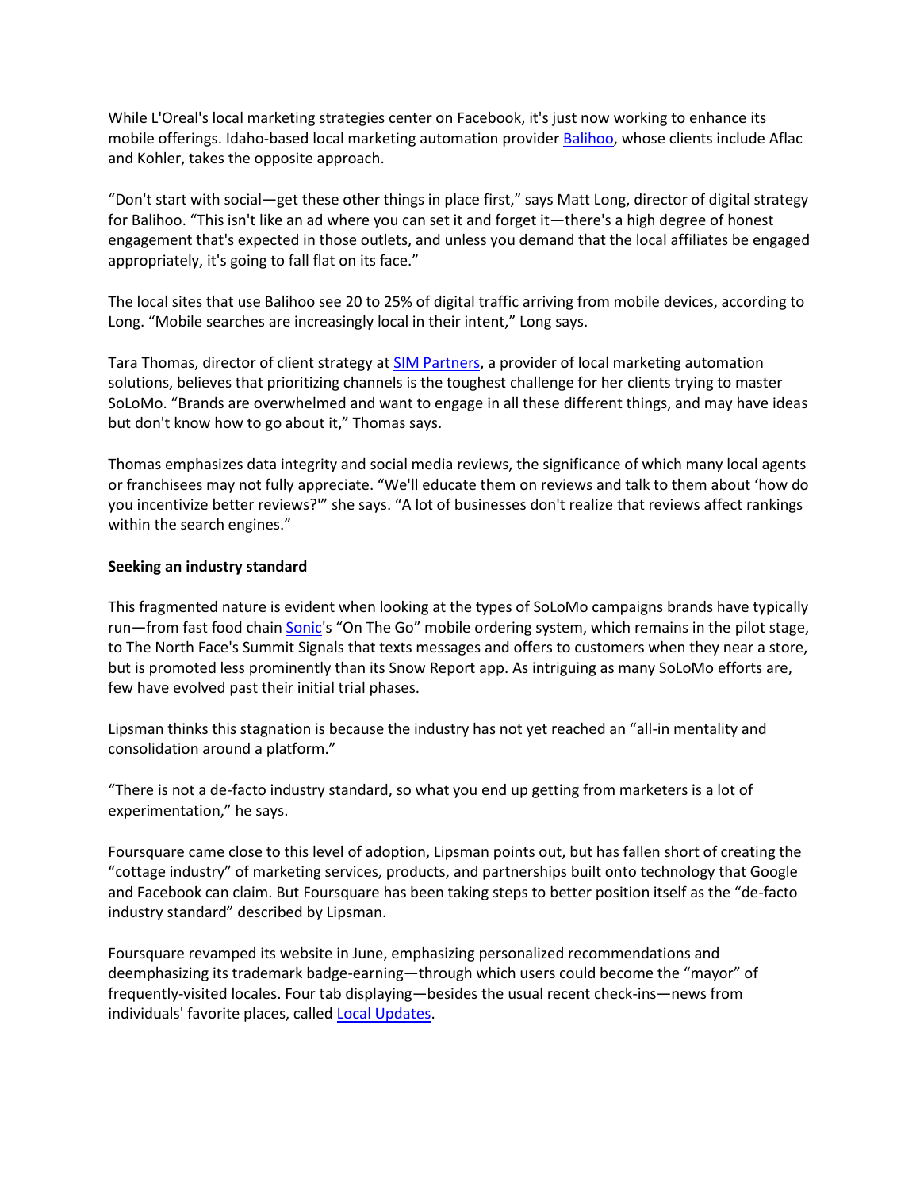While L'Oreal's local marketing strategies center on Facebook, it's just now working to enhance its mobile offerings. Idaho-based local marketing automation provider [Balihoo](), whose clients include Aflac and Kohler, takes the opposite approach.

"Don't start with social—get these other things in place first," says Matt Long, director of digital strategy for Balihoo. "This isn't like an ad where you can set it and forget it—there's a high degree of honest engagement that's expected in those outlets, and unless you demand that the local affiliates be engaged appropriately, it's going to fall flat on its face."

The local sites that use Balihoo see 20 to 25% of digital traffic arriving from mobile devices, according to Long. "Mobile searches are increasingly local in their intent," Long says.

Tara Thomas, director of client strategy at [SIM Partners](), a provider of local marketing automation solutions, believes that prioritizing channels is the toughest challenge for her clients trying to master SoLoMo. "Brands are overwhelmed and want to engage in all these different things, and may have ideas but don't know how to go about it," Thomas says.

Thomas emphasizes data integrity and social media reviews, the significance of which many local agents or franchisees may not fully appreciate. "We'll educate them on reviews and talk to them about 'how do you incentivize better reviews?'" she says. "A lot of businesses don't realize that reviews affect rankings within the search engines."

**Seeking an industry standard**

This fragmented nature is evident when looking at the types of SoLoMo campaigns brands have typically run—from fast food chain [Sonic]()'s "On The Go" mobile ordering system, which remains in the pilot stage, to The North Face's Summit Signals that texts messages and offers to customers when they near a store, but is promoted less prominently than its Snow Report app. As intriguing as many SoLoMo efforts are, few have evolved past their initial trial phases.

Lipsman thinks this stagnation is because the industry has not yet reached an "all-in mentality and consolidation around a platform."

"There is not a de-facto industry standard, so what you end up getting from marketers is a lot of experimentation," he says.

Foursquare came close to this level of adoption, Lipsman points out, but has fallen short of creating the "cottage industry" of marketing services, products, and partnerships built onto technology that Google and Facebook can claim. But Foursquare has been taking steps to better position itself as the "de-facto industry standard" described by Lipsman.

Foursquare revamped its website in June, emphasizing personalized recommendations and deemphasizing its trademark badge-earning—through which users could become the "mayor" of frequently-visited locales. Four tab displaying—besides the usual recent check-ins—news from individuals' favorite places, called [Local Updates]().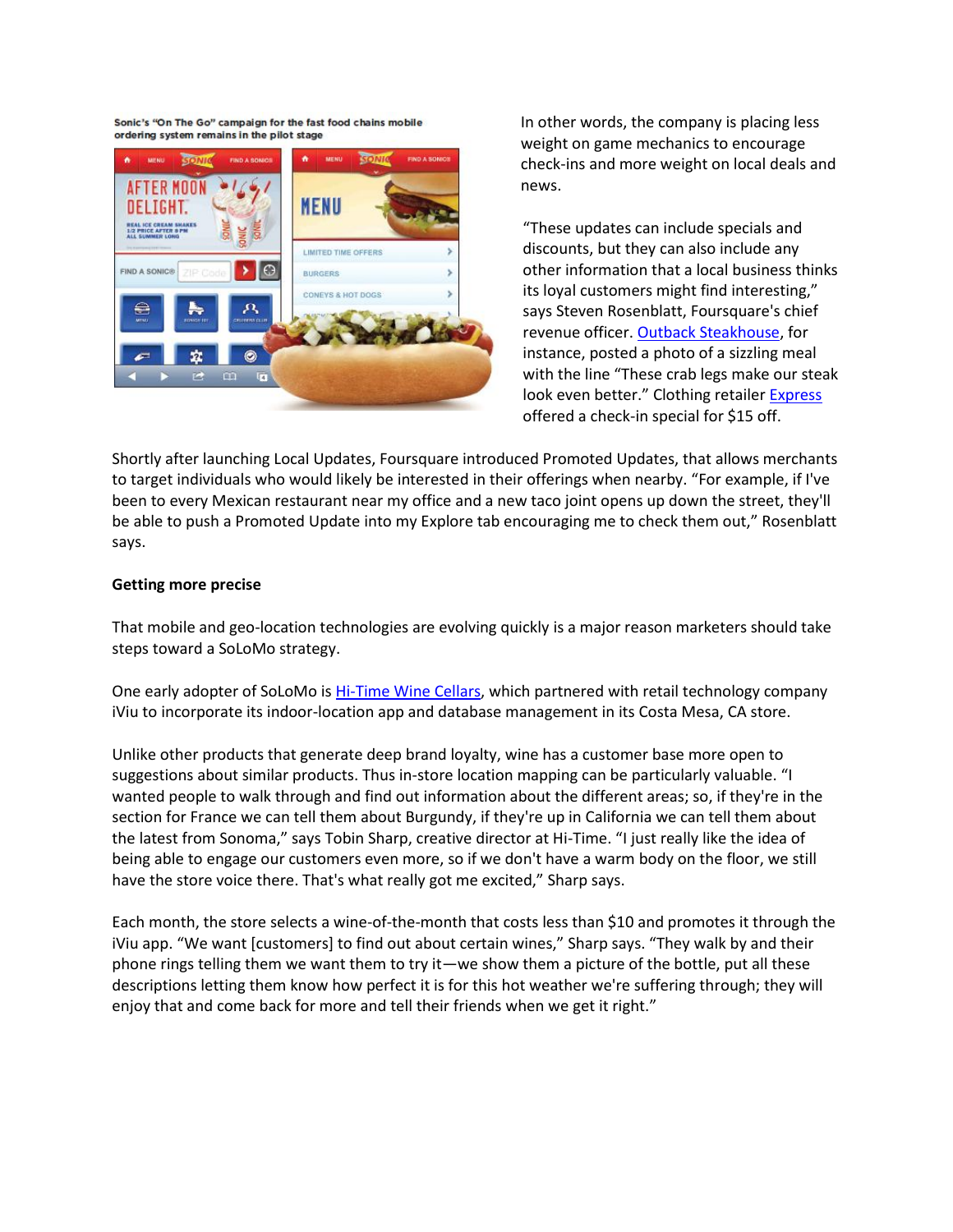Sonic's "On The Go" campaign for the fast food chains mobile ordering system remains in the pilot stage

In other words, the company is placing less weight on game mechanics to encourage check-ins and more weight on local deals and news.

"These updates can include specials and discounts, but they can also include any other information that a local business thinks its loyal customers might find interesting," says Steven Rosenblatt, Foursquare's chief revenue officer. Outback Steakhouse, for instance, posted a photo of a sizzling meal with the line "These crab legs make our steak look even better." Clothing retailer Express offered a check-in special for $15 off.

Shortly after launching Local Updates, Foursquare introduced Promoted Updates, that allows merchants to target individuals who would likely be interested in their offerings when nearby. "For example, if I've been to every Mexican restaurant near my office and a new taco joint opens up down the street, they'll be able to push a Promoted Update into my Explore tab encouraging me to check them out," Rosenblatt says.

**Getting more precise**

That mobile and geo-location technologies are evolving quickly is a major reason marketers should take steps toward a SoLoMo strategy.

One early adopter of SoLoMo is Hi-Time Wine Cellars, which partnered with retail technology company iViu to incorporate its indoor-location app and database management in its Costa Mesa, CA store.

Unlike other products that generate deep brand loyalty, wine has a customer base more open to suggestions about similar products. Thus in-store location mapping can be particularly valuable. "I wanted people to walk through and find out information about the different areas; so, if they're in the section for France we can tell them about Burgundy, if they're up in California we can tell them about the latest from Sonoma," says Tobin Sharp, creative director at Hi-Time. "I just really like the idea of being able to engage our customers even more, so if we don't have a warm body on the floor, we still have the store voice there. That's what really got me excited," Sharp says.

Each month, the store selects a wine-of-the-month that costs less than $10 and promotes it through the iViu app. "We want [customers] to find out about certain wines," Sharp says. "They walk by and their phone rings telling them we want them to try it—we show them a picture of the bottle, put all these descriptions letting them know how perfect it is for this hot weather we're suffering through; they will enjoy that and come back for more and tell their friends when we get it right."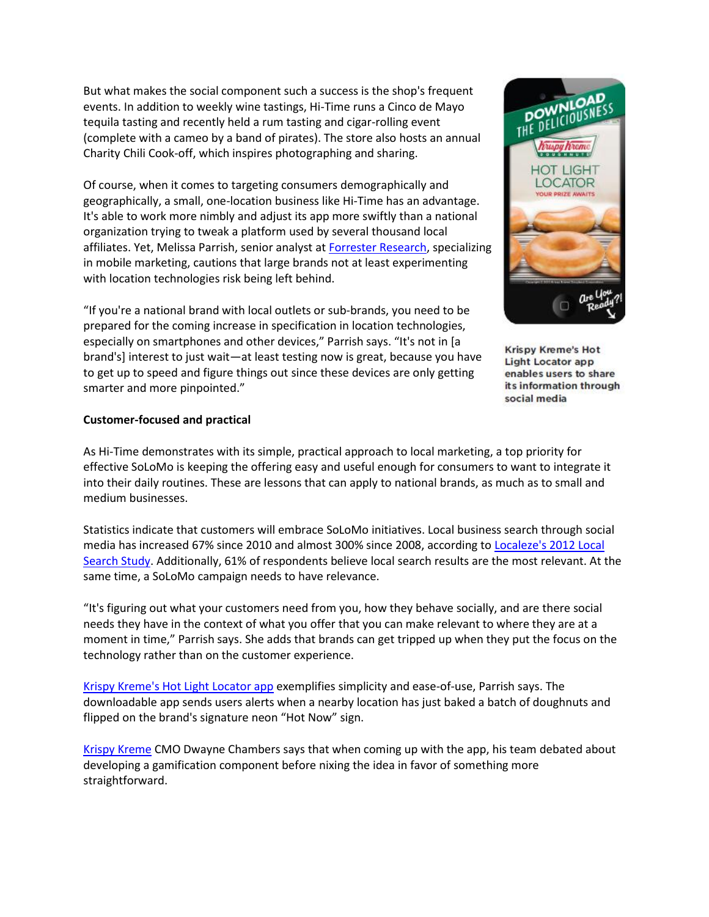But what makes the social component such a success is the shop's frequent events. In addition to weekly wine tastings, Hi-Time runs a Cinco de Mayo tequila tasting and recently held a rum tasting and cigar-rolling event (complete with a cameo by a band of pirates). The store also hosts an annual Charity Chili Cook-off, which inspires photographing and sharing.

Of course, when it comes to targeting consumers demographically and geographically, a small, one-location business like Hi-Time has an advantage. It's able to work more nimbly and adjust its app more swiftly than a national organization trying to tweak a platform used by several thousand local affiliates. Yet, Melissa Parrish, senior analyst at Forrester Research, specializing in mobile marketing, cautions that large brands not at least experimenting with location technologies risk being left behind.

"If you're a national brand with local outlets or sub-brands, you need to be prepared for the coming increase in specification in location technologies, especially on smartphones and other devices," Parrish says. "It's not in [a brand's] interest to just wait—at least testing now is great, because you have to get up to speed and figure things out since these devices are only getting smarter and more pinpointed."

Krispy Kreme's Hot Light Locator app enables users to share its information through social media

**Customer-focused and practical**

As Hi-Time demonstrates with its simple, practical approach to local marketing, a top priority for effective SoLoMo is keeping the offering easy and useful enough for consumers to want to integrate it into their daily routines. These are lessons that can apply to national brands, as much as to small and medium businesses.

Statistics indicate that customers will embrace SoLoMo initiatives. Local business search through social media has increased 67% since 2010 and almost 300% since 2008, according to Localeze's 2012 Local Search Study. Additionally, 61% of respondents believe local search results are the most relevant. At the same time, a SoLoMo campaign needs to have relevance.

"It's figuring out what your customers need from you, how they behave socially, and are there social needs they have in the context of what you offer that you can make relevant to where they are at a moment in time," Parrish says. She adds that brands can get tripped up when they put the focus on the technology rather than on the customer experience.

Krispy Kreme's Hot Light Locator app exemplifies simplicity and ease-of-use, Parrish says. The downloadable app sends users alerts when a nearby location has just baked a batch of doughnuts and flipped on the brand's signature neon "Hot Now" sign.

Krispy Kreme CMO Dwayne Chambers says that when coming up with the app, his team debated about developing a gamification component before nixing the idea in favor of something more straightforward.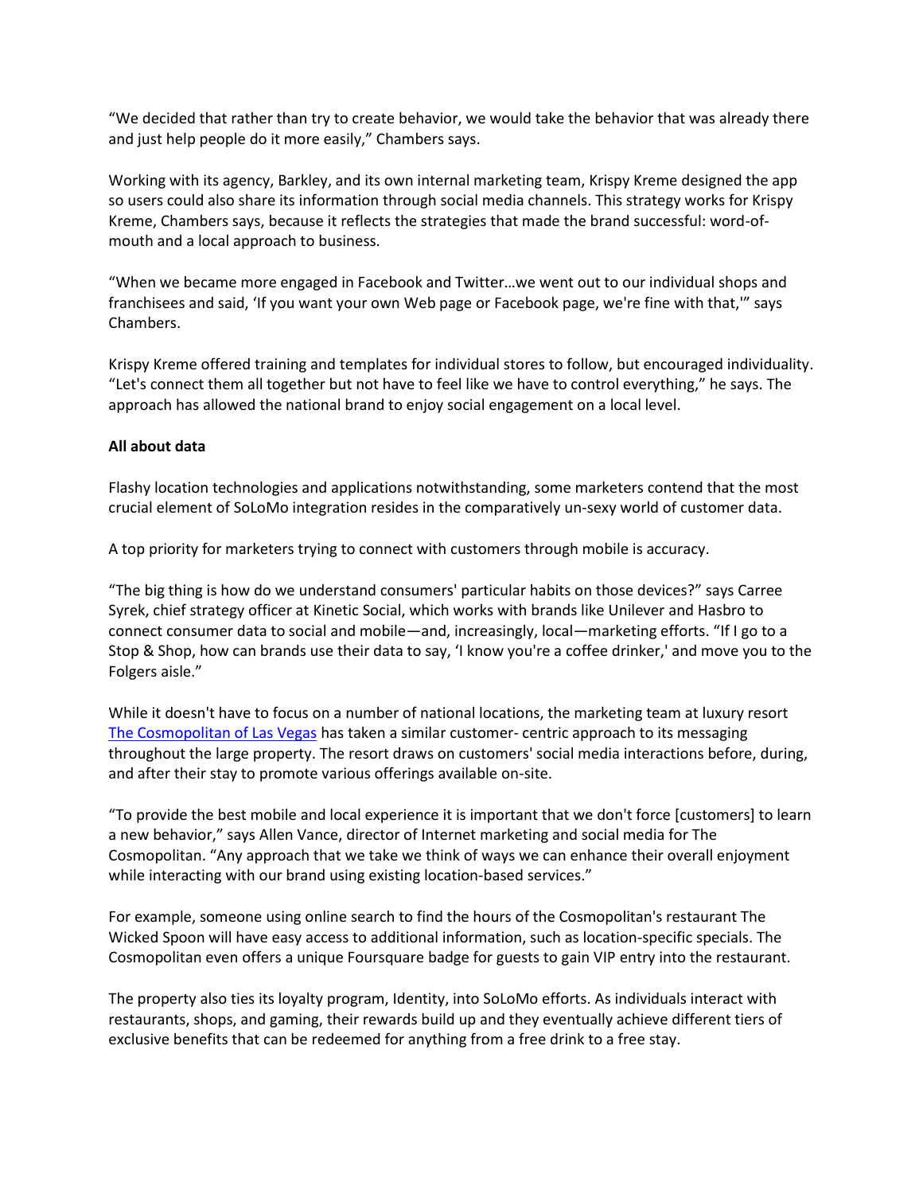“We decided that rather than try to create behavior, we would take the behavior that was already there and just help people do it more easily,” Chambers says.

Working with its agency, Barkley, and its own internal marketing team, Krispy Kreme designed the app so users could also share its information through social media channels. This strategy works for Krispy Kreme, Chambers says, because it reflects the strategies that made the brand successful: word-of-mouth and a local approach to business.

“When we became more engaged in Facebook and Twitter…we went out to our individual shops and franchisees and said, ‘If you want your own Web page or Facebook page, we're fine with that,’” says Chambers.

Krispy Kreme offered training and templates for individual stores to follow, but encouraged individuality. “Let's connect them all together but not have to feel like we have to control everything,” he says. The approach has allowed the national brand to enjoy social engagement on a local level.

**All about data**

Flashy location technologies and applications notwithstanding, some marketers contend that the most crucial element of SoLoMo integration resides in the comparatively un-sexy world of customer data.

A top priority for marketers trying to connect with customers through mobile is accuracy.

“The big thing is how do we understand consumers' particular habits on those devices?” says Carree Syrek, chief strategy officer at Kinetic Social, which works with brands like Unilever and Hasbro to connect consumer data to social and mobile—and, increasingly, local—marketing efforts. “If I go to a Stop & Shop, how can brands use their data to say, ‘I know you're a coffee drinker,' and move you to the Folgers aisle.”

While it doesn't have to focus on a number of national locations, the marketing team at luxury resort [The Cosmopolitan of Las Vegas]() has taken a similar customer- centric approach to its messaging throughout the large property. The resort draws on customers' social media interactions before, during, and after their stay to promote various offerings available on-site.

“To provide the best mobile and local experience it is important that we don't force [customers] to learn a new behavior,” says Allen Vance, director of Internet marketing and social media for The Cosmopolitan. “Any approach that we take we think of ways we can enhance their overall enjoyment while interacting with our brand using existing location-based services.”

For example, someone using online search to find the hours of the Cosmopolitan's restaurant The Wicked Spoon will have easy access to additional information, such as location-specific specials. The Cosmopolitan even offers a unique Foursquare badge for guests to gain VIP entry into the restaurant.

The property also ties its loyalty program, Identity, into SoLoMo efforts. As individuals interact with restaurants, shops, and gaming, their rewards build up and they eventually achieve different tiers of exclusive benefits that can be redeemed for anything from a free drink to a free stay.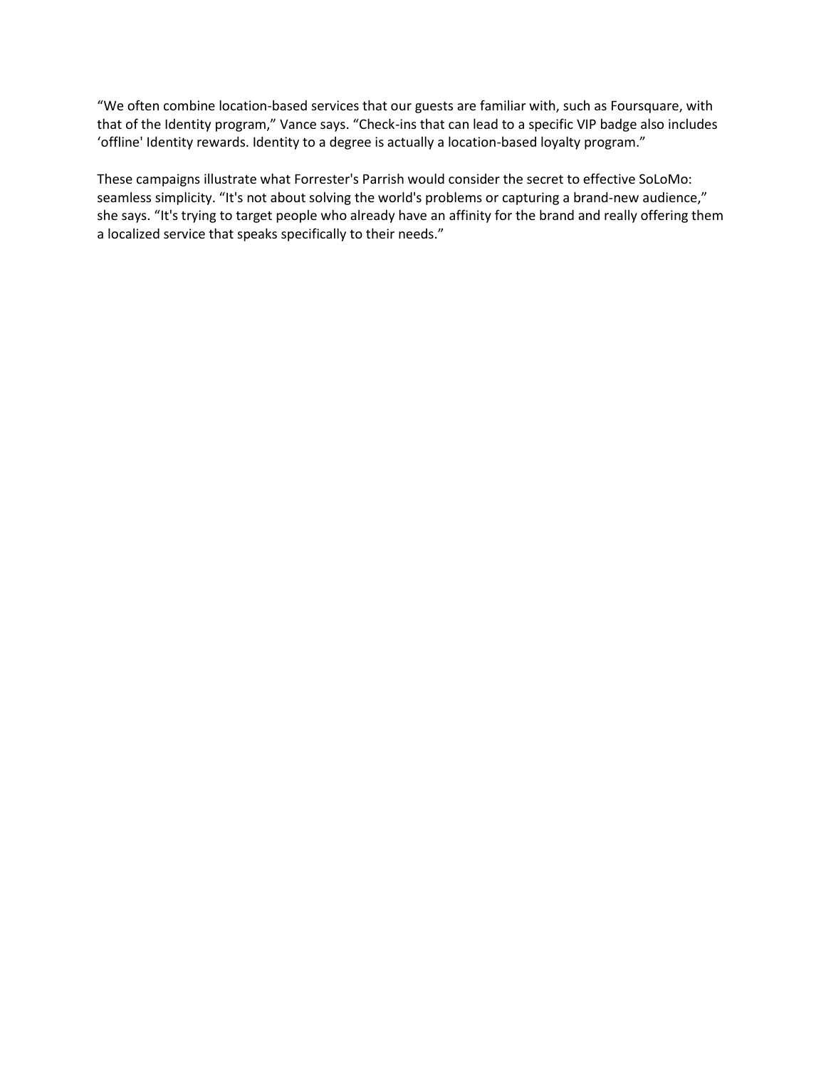“We often combine location-based services that our guests are familiar with, such as Foursquare, with that of the Identity program,” Vance says. “Check-ins that can lead to a specific VIP badge also includes ‘offline' Identity rewards. Identity to a degree is actually a location-based loyalty program.”

These campaigns illustrate what Forrester's Parrish would consider the secret to effective SoLoMo: seamless simplicity. “It's not about solving the world's problems or capturing a brand-new audience,” she says. “It's trying to target people who already have an affinity for the brand and really offering them a localized service that speaks specifically to their needs.”